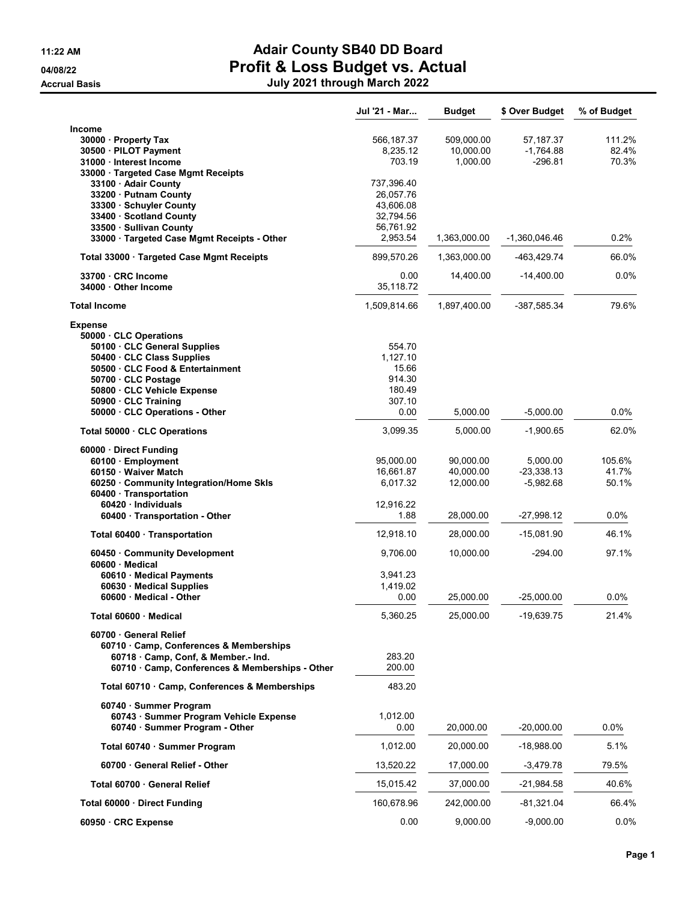# Adair County SB40 DD Board
## Profit & Loss Budget vs. Actual
### July 2021 through March 2022

11:22 AM
04/08/22
Accrual Basis

| | Jul '21 - Mar... | Budget | $ Over Budget | % of Budget |
|---|---|---|---|---|
| **Income** | | | | |
| 30000 · Property Tax | 566,187.37 | 509,000.00 | 57,187.37 | 111.2% |
| 30500 · PILOT Payment | 8,235.12 | 10,000.00 | -1,764.88 | 82.4% |
| 31000 · Interest Income | 703.19 | 1,000.00 | -296.81 | 70.3% |
| 33000 · Targeted Case Mgmt Receipts | | | | |
| 33100 · Adair County | 737,396.40 | | | |
| 33200 · Putnam County | 26,057.76 | | | |
| 33300 · Schuyler County | 43,606.08 | | | |
| 33400 · Scotland County | 32,794.56 | | | |
| 33500 · Sullivan County | 56,761.92 | | | |
| 33000 · Targeted Case Mgmt Receipts - Other | 2,953.54 | 1,363,000.00 | -1,360,046.46 | 0.2% |
| Total 33000 · Targeted Case Mgmt Receipts | 899,570.26 | 1,363,000.00 | -463,429.74 | 66.0% |
| 33700 · CRC Income | 0.00 | 14,400.00 | -14,400.00 | 0.0% |
| 34000 · Other Income | 35,118.72 | | | |
| **Total Income** | 1,509,814.66 | 1,897,400.00 | -387,585.34 | 79.6% |
| **Expense** | | | | |
| 50000 · CLC Operations | | | | |
| 50100 · CLC General Supplies | 554.70 | | | |
| 50400 · CLC Class Supplies | 1,127.10 | | | |
| 50500 · CLC Food & Entertainment | 15.66 | | | |
| 50700 · CLC Postage | 914.30 | | | |
| 50800 · CLC Vehicle Expense | 180.49 | | | |
| 50900 · CLC Training | 307.10 | | | |
| 50000 · CLC Operations - Other | 0.00 | 5,000.00 | -5,000.00 | 0.0% |
| Total 50000 · CLC Operations | 3,099.35 | 5,000.00 | -1,900.65 | 62.0% |
| 60000 · Direct Funding | | | | |
| 60100 · Employment | 95,000.00 | 90,000.00 | 5,000.00 | 105.6% |
| 60150 · Waiver Match | 16,661.87 | 40,000.00 | -23,338.13 | 41.7% |
| 60250 · Community Integration/Home Skls | 6,017.32 | 12,000.00 | -5,982.68 | 50.1% |
| 60400 · Transportation | | | | |
| 60420 · Individuals | 12,916.22 | | | |
| 60400 · Transportation - Other | 1.88 | 28,000.00 | -27,998.12 | 0.0% |
| Total 60400 · Transportation | 12,918.10 | 28,000.00 | -15,081.90 | 46.1% |
| 60450 · Community Development | 9,706.00 | 10,000.00 | -294.00 | 97.1% |
| 60600 · Medical | | | | |
| 60610 · Medical Payments | 3,941.23 | | | |
| 60630 · Medical Supplies | 1,419.02 | | | |
| 60600 · Medical - Other | 0.00 | 25,000.00 | -25,000.00 | 0.0% |
| Total 60600 · Medical | 5,360.25 | 25,000.00 | -19,639.75 | 21.4% |
| 60700 · General Relief | | | | |
| 60710 · Camp, Conferences & Memberships | | | | |
| 60718 · Camp, Conf, & Member.- Ind. | 283.20 | | | |
| 60710 · Camp, Conferences & Memberships - Other | 200.00 | | | |
| Total 60710 · Camp, Conferences & Memberships | 483.20 | | | |
| 60740 · Summer Program | | | | |
| 60743 · Summer Program Vehicle Expense | 1,012.00 | | | |
| 60740 · Summer Program - Other | 0.00 | 20,000.00 | -20,000.00 | 0.0% |
| Total 60740 · Summer Program | 1,012.00 | 20,000.00 | -18,988.00 | 5.1% |
| 60700 · General Relief - Other | 13,520.22 | 17,000.00 | -3,479.78 | 79.5% |
| Total 60700 · General Relief | 15,015.42 | 37,000.00 | -21,984.58 | 40.6% |
| Total 60000 · Direct Funding | 160,678.96 | 242,000.00 | -81,321.04 | 66.4% |
| 60950 · CRC Expense | 0.00 | 9,000.00 | -9,000.00 | 0.0% |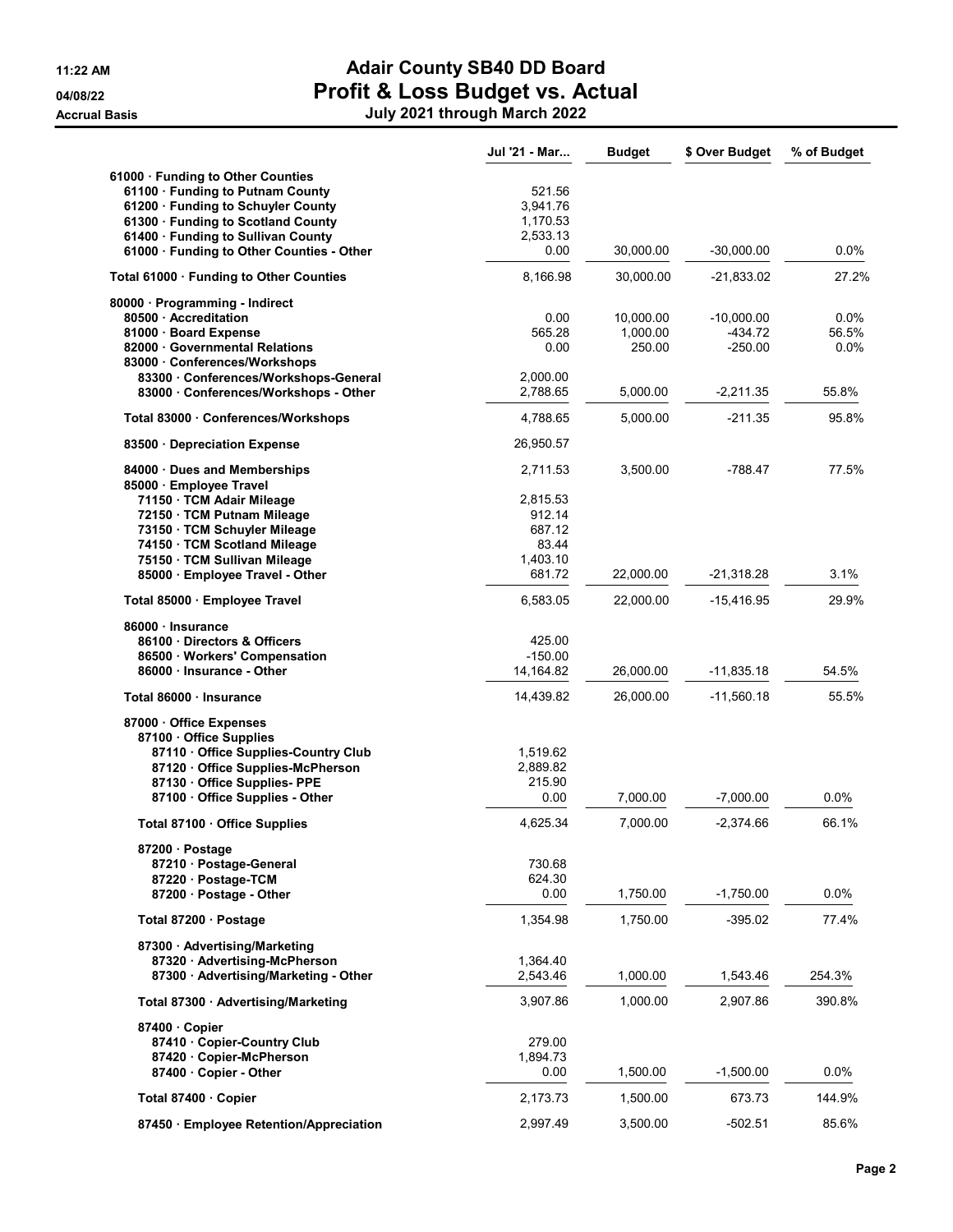# Adair County SB40 DD Board

## Profit & Loss Budget vs. Actual

**July 2021 through March 2022**

11:22 AM
04/08/22
Accrual Basis

| | Jul '21 - Mar... | Budget | $ Over Budget | % of Budget |
|---|---|---|---|---|
| 61000 · Funding to Other Counties | | | | |
| 61100 · Funding to Putnam County | 521.56 | | | |
| 61200 · Funding to Schuyler County | 3,941.76 | | | |
| 61300 · Funding to Scotland County | 1,170.53 | | | |
| 61400 · Funding to Sullivan County | 2,533.13 | | | |
| 61000 · Funding to Other Counties - Other | 0.00 | 30,000.00 | -30,000.00 | 0.0% |
| **Total 61000 · Funding to Other Counties** | 8,166.98 | 30,000.00 | -21,833.02 | 27.2% |
| 80000 · Programming - Indirect | | | | |
| 80500 · Accreditation | 0.00 | 10,000.00 | -10,000.00 | 0.0% |
| 81000 · Board Expense | 565.28 | 1,000.00 | -434.72 | 56.5% |
| 82000 · Governmental Relations | 0.00 | 250.00 | -250.00 | 0.0% |
| 83000 · Conferences/Workshops | | | | |
| 83300 · Conferences/Workshops-General | 2,000.00 | | | |
| 83000 · Conferences/Workshops - Other | 2,788.65 | 5,000.00 | -2,211.35 | 55.8% |
| **Total 83000 · Conferences/Workshops** | 4,788.65 | 5,000.00 | -211.35 | 95.8% |
| 83500 · Depreciation Expense | 26,950.57 | | | |
| 84000 · Dues and Memberships | 2,711.53 | 3,500.00 | -788.47 | 77.5% |
| 85000 · Employee Travel | | | | |
| 71150 · TCM Adair Mileage | 2,815.53 | | | |
| 72150 · TCM Putnam Mileage | 912.14 | | | |
| 73150 · TCM Schuyler Mileage | 687.12 | | | |
| 74150 · TCM Scotland Mileage | 83.44 | | | |
| 75150 · TCM Sullivan Mileage | 1,403.10 | | | |
| 85000 · Employee Travel - Other | 681.72 | 22,000.00 | -21,318.28 | 3.1% |
| **Total 85000 · Employee Travel** | 6,583.05 | 22,000.00 | -15,416.95 | 29.9% |
| 86000 · Insurance | | | | |
| 86100 · Directors & Officers | 425.00 | | | |
| 86500 · Workers' Compensation | -150.00 | | | |
| 86000 · Insurance - Other | 14,164.82 | 26,000.00 | -11,835.18 | 54.5% |
| **Total 86000 · Insurance** | 14,439.82 | 26,000.00 | -11,560.18 | 55.5% |
| 87000 · Office Expenses | | | | |
| 87100 · Office Supplies | | | | |
| 87110 · Office Supplies-Country Club | 1,519.62 | | | |
| 87120 · Office Supplies-McPherson | 2,889.82 | | | |
| 87130 · Office Supplies- PPE | 215.90 | | | |
| 87100 · Office Supplies - Other | 0.00 | 7,000.00 | -7,000.00 | 0.0% |
| **Total 87100 · Office Supplies** | 4,625.34 | 7,000.00 | -2,374.66 | 66.1% |
| 87200 · Postage | | | | |
| 87210 · Postage-General | 730.68 | | | |
| 87220 · Postage-TCM | 624.30 | | | |
| 87200 · Postage - Other | 0.00 | 1,750.00 | -1,750.00 | 0.0% |
| **Total 87200 · Postage** | 1,354.98 | 1,750.00 | -395.02 | 77.4% |
| 87300 · Advertising/Marketing | | | | |
| 87320 · Advertising-McPherson | 1,364.40 | | | |
| 87300 · Advertising/Marketing - Other | 2,543.46 | 1,000.00 | 1,543.46 | 254.3% |
| **Total 87300 · Advertising/Marketing** | 3,907.86 | 1,000.00 | 2,907.86 | 390.8% |
| 87400 · Copier | | | | |
| 87410 · Copier-Country Club | 279.00 | | | |
| 87420 · Copier-McPherson | 1,894.73 | | | |
| 87400 · Copier - Other | 0.00 | 1,500.00 | -1,500.00 | 0.0% |
| **Total 87400 · Copier** | 2,173.73 | 1,500.00 | 673.73 | 144.9% |
| 87450 · Employee Retention/Appreciation | 2,997.49 | 3,500.00 | -502.51 | 85.6% |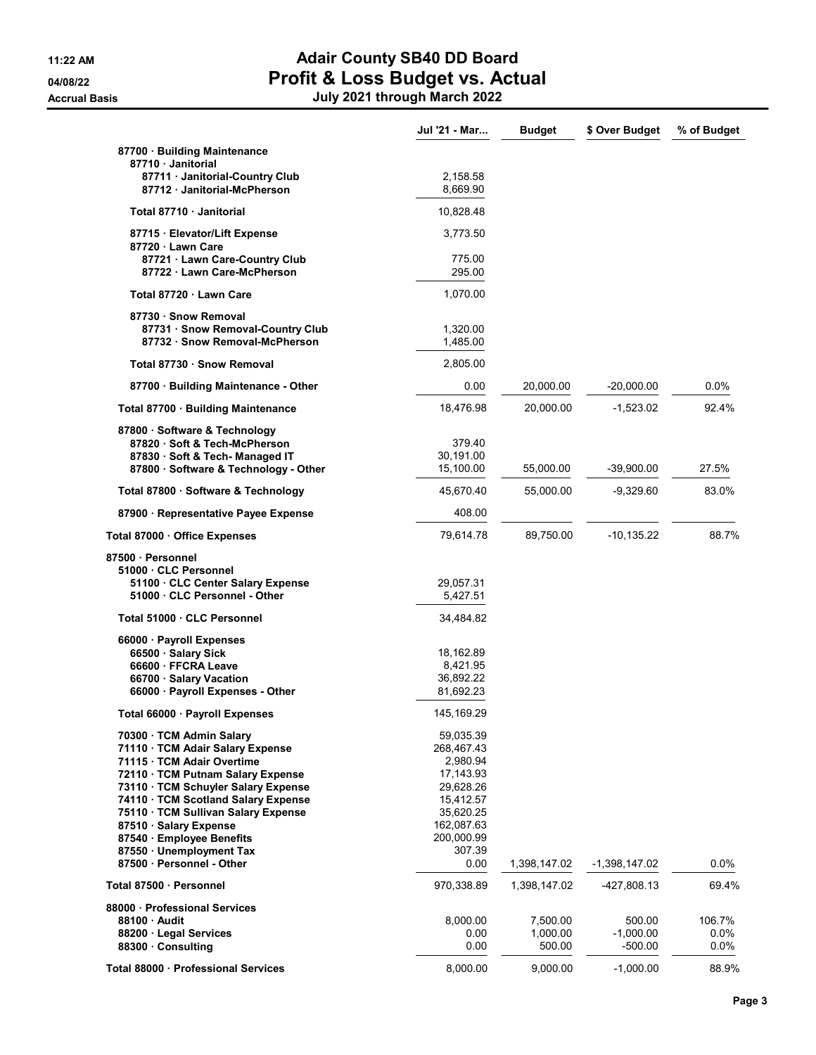# Adair County SB40 DD Board
## Profit & Loss Budget vs. Actual
### July 2021 through March 2022

Accrual Basis

| | Jul '21 - Mar... | Budget | $ Over Budget | % of Budget |
|---|---|---|---|---|
| 87700 · Building Maintenance | | | | |
| 87710 · Janitorial | | | | |
| 87711 · Janitorial-Country Club | 2,158.58 | | | |
| 87712 · Janitorial-McPherson | 8,669.90 | | | |
| Total 87710 · Janitorial | 10,828.48 | | | |
| 87715 · Elevator/Lift Expense | 3,773.50 | | | |
| 87720 · Lawn Care | | | | |
| 87721 · Lawn Care-Country Club | 775.00 | | | |
| 87722 · Lawn Care-McPherson | 295.00 | | | |
| Total 87720 · Lawn Care | 1,070.00 | | | |
| 87730 · Snow Removal | | | | |
| 87731 · Snow Removal-Country Club | 1,320.00 | | | |
| 87732 · Snow Removal-McPherson | 1,485.00 | | | |
| Total 87730 · Snow Removal | 2,805.00 | | | |
| 87700 · Building Maintenance - Other | 0.00 | 20,000.00 | -20,000.00 | 0.0% |
| Total 87700 · Building Maintenance | 18,476.98 | 20,000.00 | -1,523.02 | 92.4% |
| 87800 · Software & Technology | | | | |
| 87820 · Soft & Tech-McPherson | 379.40 | | | |
| 87830 · Soft & Tech- Managed IT | 30,191.00 | | | |
| 87800 · Software & Technology - Other | 15,100.00 | 55,000.00 | -39,900.00 | 27.5% |
| Total 87800 · Software & Technology | 45,670.40 | 55,000.00 | -9,329.60 | 83.0% |
| 87900 · Representative Payee Expense | 408.00 | | | |
| Total 87000 · Office Expenses | 79,614.78 | 89,750.00 | -10,135.22 | 88.7% |
| 87500 · Personnel | | | | |
| 51000 · CLC Personnel | | | | |
| 51100 · CLC Center Salary Expense | 29,057.31 | | | |
| 51000 · CLC Personnel - Other | 5,427.51 | | | |
| Total 51000 · CLC Personnel | 34,484.82 | | | |
| 66000 · Payroll Expenses | | | | |
| 66500 · Salary Sick | 18,162.89 | | | |
| 66600 · FFCRA Leave | 8,421.95 | | | |
| 66700 · Salary Vacation | 36,892.22 | | | |
| 66000 · Payroll Expenses - Other | 81,692.23 | | | |
| Total 66000 · Payroll Expenses | 145,169.29 | | | |
| 70300 · TCM Admin Salary | 59,035.39 | | | |
| 71110 · TCM Adair Salary Expense | 268,467.43 | | | |
| 71115 · TCM Adair Overtime | 2,980.94 | | | |
| 72110 · TCM Putnam Salary Expense | 17,143.93 | | | |
| 73110 · TCM Schuyler Salary Expense | 29,628.26 | | | |
| 74110 · TCM Scotland Salary Expense | 15,412.57 | | | |
| 75110 · TCM Sullivan Salary Expense | 35,620.25 | | | |
| 87510 · Salary Expense | 162,087.63 | | | |
| 87540 · Employee Benefits | 200,000.99 | | | |
| 87550 · Unemployment Tax | 307.39 | | | |
| 87500 · Personnel - Other | 0.00 | 1,398,147.02 | -1,398,147.02 | 0.0% |
| Total 87500 · Personnel | 970,338.89 | 1,398,147.02 | -427,808.13 | 69.4% |
| 88000 · Professional Services | | | | |
| 88100 · Audit | 8,000.00 | 7,500.00 | 500.00 | 106.7% |
| 88200 · Legal Services | 0.00 | 1,000.00 | -1,000.00 | 0.0% |
| 88300 · Consulting | 0.00 | 500.00 | -500.00 | 0.0% |
| Total 88000 · Professional Services | 8,000.00 | 9,000.00 | -1,000.00 | 88.9% |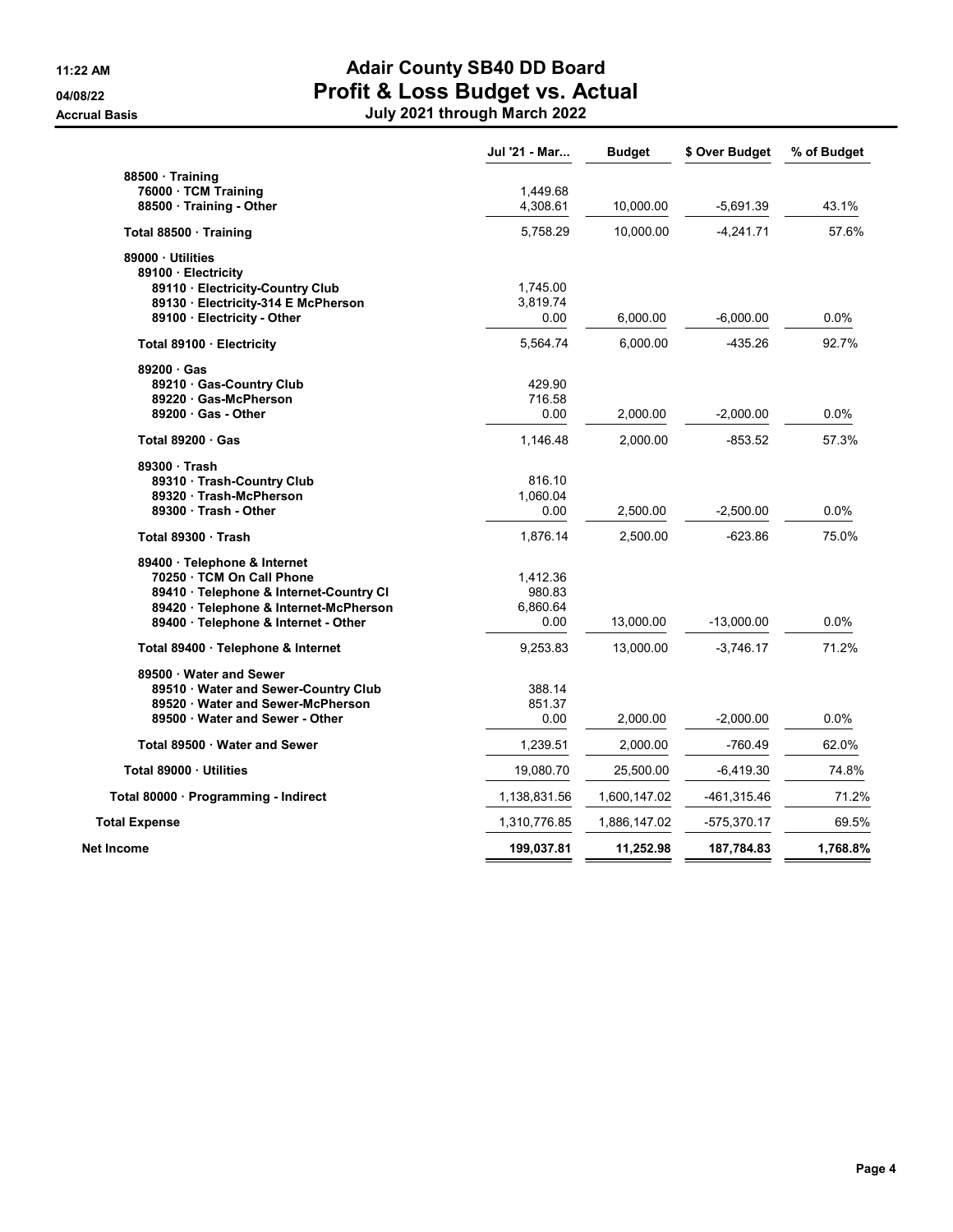# Adair County SB40 DD Board
## Profit & Loss Budget vs. Actual
### July 2021 through March 2022

Accrual Basis

| | Jul '21 - Mar... | Budget | $ Over Budget | % of Budget |
|---|---|---|---|---|
| 88500 · Training | | | | |
| 76000 · TCM Training | 1,449.68 | | | |
| 88500 · Training - Other | 4,308.61 | 10,000.00 | -5,691.39 | 43.1% |
| Total 88500 · Training | 5,758.29 | 10,000.00 | -4,241.71 | 57.6% |
| 89000 · Utilities | | | | |
| 89100 · Electricity | | | | |
| 89110 · Electricity-Country Club | 1,745.00 | | | |
| 89130 · Electricity-314 E McPherson | 3,819.74 | | | |
| 89100 · Electricity - Other | 0.00 | 6,000.00 | -6,000.00 | 0.0% |
| Total 89100 · Electricity | 5,564.74 | 6,000.00 | -435.26 | 92.7% |
| 89200 · Gas | | | | |
| 89210 · Gas-Country Club | 429.90 | | | |
| 89220 · Gas-McPherson | 716.58 | | | |
| 89200 · Gas - Other | 0.00 | 2,000.00 | -2,000.00 | 0.0% |
| Total 89200 · Gas | 1,146.48 | 2,000.00 | -853.52 | 57.3% |
| 89300 · Trash | | | | |
| 89310 · Trash-Country Club | 816.10 | | | |
| 89320 · Trash-McPherson | 1,060.04 | | | |
| 89300 · Trash - Other | 0.00 | 2,500.00 | -2,500.00 | 0.0% |
| Total 89300 · Trash | 1,876.14 | 2,500.00 | -623.86 | 75.0% |
| 89400 · Telephone & Internet | | | | |
| 70250 · TCM On Call Phone | 1,412.36 | | | |
| 89410 · Telephone & Internet-Country Cl | 980.83 | | | |
| 89420 · Telephone & Internet-McPherson | 6,860.64 | | | |
| 89400 · Telephone & Internet - Other | 0.00 | 13,000.00 | -13,000.00 | 0.0% |
| Total 89400 · Telephone & Internet | 9,253.83 | 13,000.00 | -3,746.17 | 71.2% |
| 89500 · Water and Sewer | | | | |
| 89510 · Water and Sewer-Country Club | 388.14 | | | |
| 89520 · Water and Sewer-McPherson | 851.37 | | | |
| 89500 · Water and Sewer - Other | 0.00 | 2,000.00 | -2,000.00 | 0.0% |
| Total 89500 · Water and Sewer | 1,239.51 | 2,000.00 | -760.49 | 62.0% |
| Total 89000 · Utilities | 19,080.70 | 25,500.00 | -6,419.30 | 74.8% |
| Total 80000 · Programming - Indirect | 1,138,831.56 | 1,600,147.02 | -461,315.46 | 71.2% |
| Total Expense | 1,310,776.85 | 1,886,147.02 | -575,370.17 | 69.5% |
| **Net Income** | **199,037.81** | **11,252.98** | **187,784.83** | **1,768.8%** |